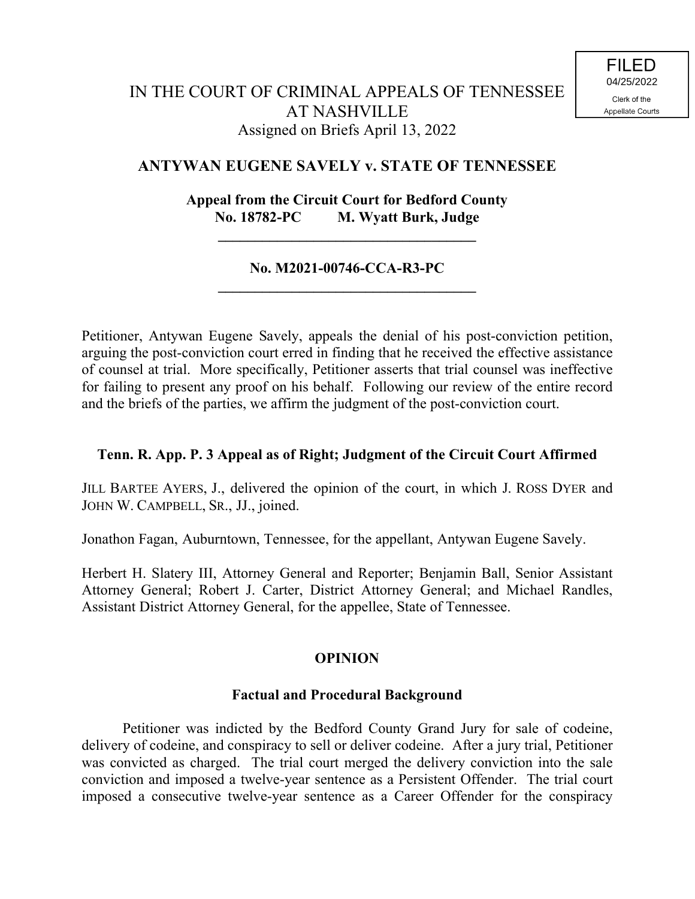FILED
04/25/2022
Clerk of the
Appellate Courts

IN THE COURT OF CRIMINAL APPEALS OF TENNESSEE
AT NASHVILLE
Assigned on Briefs April 13, 2022

**ANTYWAN EUGENE SAVELY v. STATE OF TENNESSEE**

**Appeal from the Circuit Court for Bedford County**
**No. 18782-PC M. Wyatt Burk, Judge**

---

**No. M2021-00746-CCA-R3-PC**

---

Petitioner, Antywan Eugene Savely, appeals the denial of his post-conviction petition, arguing the post-conviction court erred in finding that he received the effective assistance of counsel at trial. More specifically, Petitioner asserts that trial counsel was ineffective for failing to present any proof on his behalf. Following our review of the entire record and the briefs of the parties, we affirm the judgment of the post-conviction court.

**Tenn. R. App. P. 3 Appeal as of Right; Judgment of the Circuit Court Affirmed**

JILL BARTEE AYERS, J., delivered the opinion of the court, in which J. ROSS DYER and JOHN W. CAMPBELL, SR., JJ., joined.

Jonathon Fagan, Auburntown, Tennessee, for the appellant, Antywan Eugene Savely.

Herbert H. Slatery III, Attorney General and Reporter; Benjamin Ball, Senior Assistant Attorney General; Robert J. Carter, District Attorney General; and Michael Randles, Assistant District Attorney General, for the appellee, State of Tennessee.

## OPINION

### Factual and Procedural Background

Petitioner was indicted by the Bedford County Grand Jury for sale of codeine, delivery of codeine, and conspiracy to sell or deliver codeine. After a jury trial, Petitioner was convicted as charged. The trial court merged the delivery conviction into the sale conviction and imposed a twelve-year sentence as a Persistent Offender. The trial court imposed a consecutive twelve-year sentence as a Career Offender for the conspiracy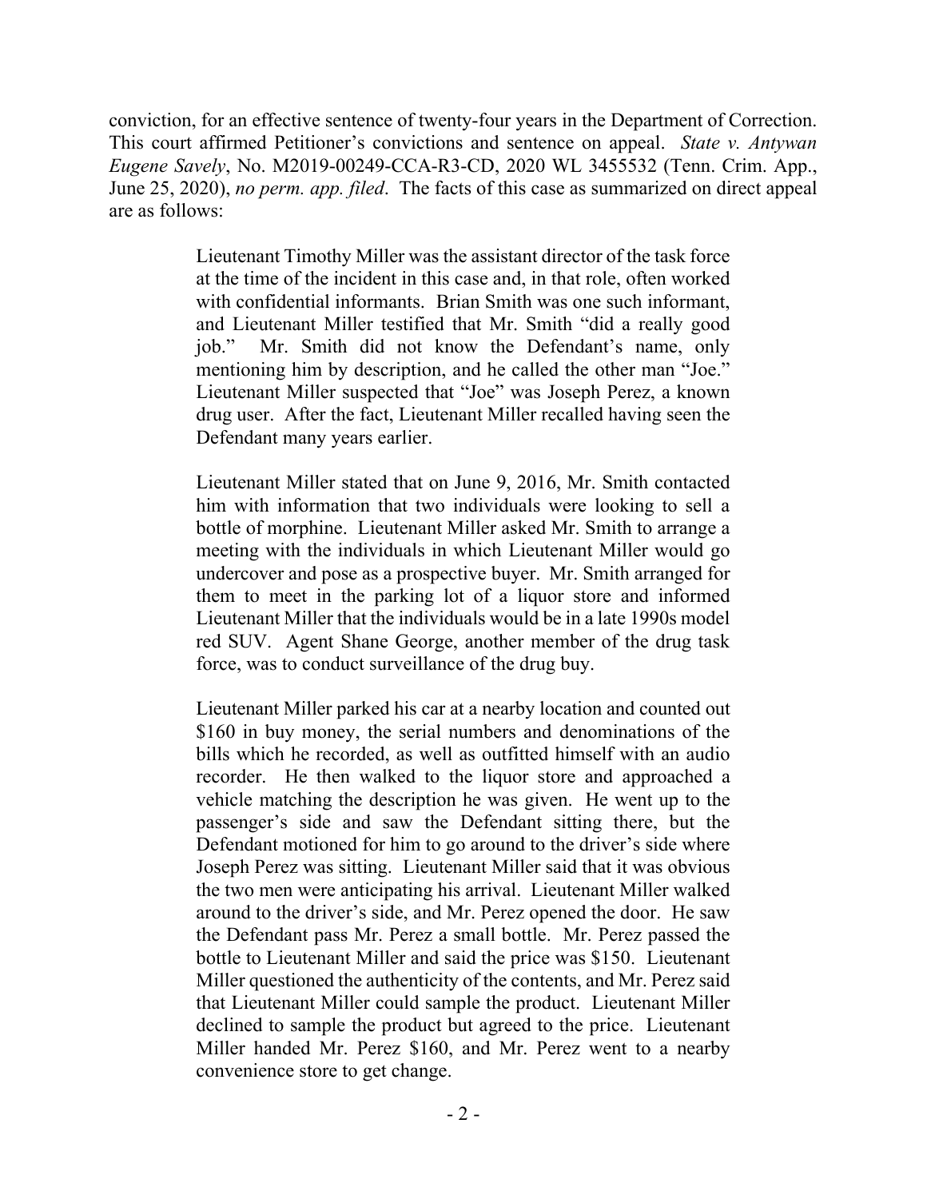conviction, for an effective sentence of twenty-four years in the Department of Correction. This court affirmed Petitioner's convictions and sentence on appeal. *State v. Antywan Eugene Savely*, No. M2019-00249-CCA-R3-CD, 2020 WL 3455532 (Tenn. Crim. App., June 25, 2020), *no perm. app. filed*. The facts of this case as summarized on direct appeal are as follows:

> Lieutenant Timothy Miller was the assistant director of the task force at the time of the incident in this case and, in that role, often worked with confidential informants. Brian Smith was one such informant, and Lieutenant Miller testified that Mr. Smith "did a really good job." Mr. Smith did not know the Defendant's name, only mentioning him by description, and he called the other man "Joe." Lieutenant Miller suspected that "Joe" was Joseph Perez, a known drug user. After the fact, Lieutenant Miller recalled having seen the Defendant many years earlier.
>
> Lieutenant Miller stated that on June 9, 2016, Mr. Smith contacted him with information that two individuals were looking to sell a bottle of morphine. Lieutenant Miller asked Mr. Smith to arrange a meeting with the individuals in which Lieutenant Miller would go undercover and pose as a prospective buyer. Mr. Smith arranged for them to meet in the parking lot of a liquor store and informed Lieutenant Miller that the individuals would be in a late 1990s model red SUV. Agent Shane George, another member of the drug task force, was to conduct surveillance of the drug buy.
>
> Lieutenant Miller parked his car at a nearby location and counted out \$160 in buy money, the serial numbers and denominations of the bills which he recorded, as well as outfitted himself with an audio recorder. He then walked to the liquor store and approached a vehicle matching the description he was given. He went up to the passenger's side and saw the Defendant sitting there, but the Defendant motioned for him to go around to the driver's side where Joseph Perez was sitting. Lieutenant Miller said that it was obvious the two men were anticipating his arrival. Lieutenant Miller walked around to the driver's side, and Mr. Perez opened the door. He saw the Defendant pass Mr. Perez a small bottle. Mr. Perez passed the bottle to Lieutenant Miller and said the price was \$150. Lieutenant Miller questioned the authenticity of the contents, and Mr. Perez said that Lieutenant Miller could sample the product. Lieutenant Miller declined to sample the product but agreed to the price. Lieutenant Miller handed Mr. Perez \$160, and Mr. Perez went to a nearby convenience store to get change.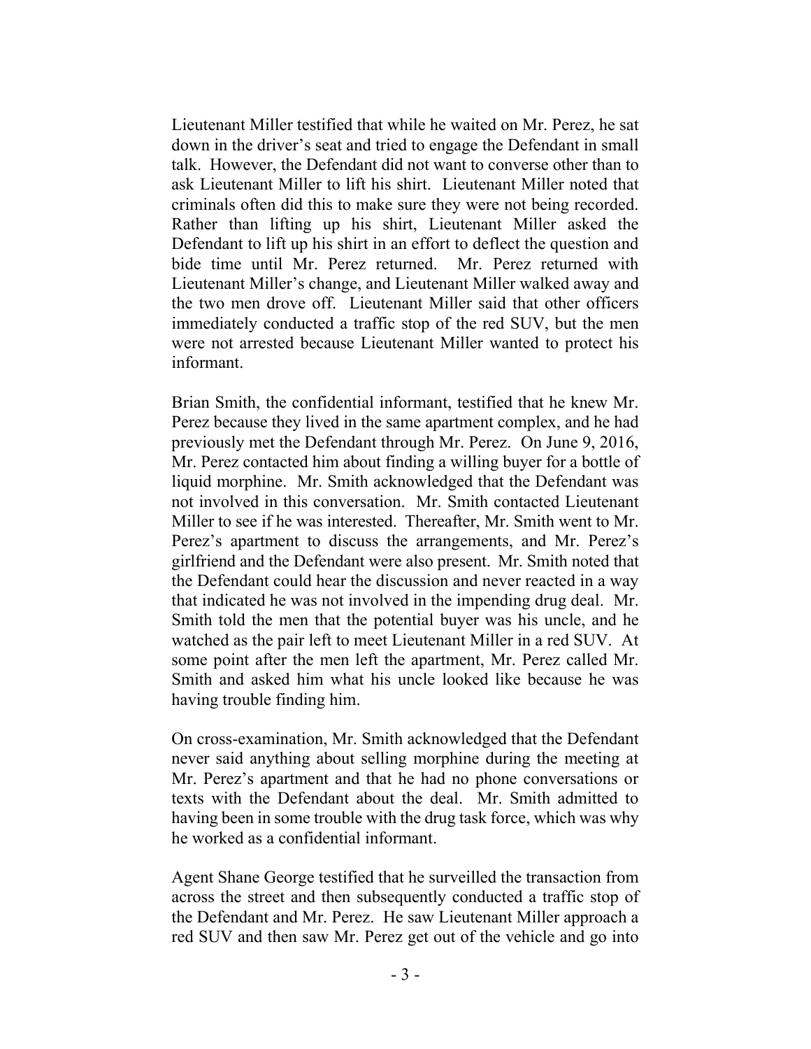Lieutenant Miller testified that while he waited on Mr. Perez, he sat down in the driver's seat and tried to engage the Defendant in small talk. However, the Defendant did not want to converse other than to ask Lieutenant Miller to lift his shirt. Lieutenant Miller noted that criminals often did this to make sure they were not being recorded. Rather than lifting up his shirt, Lieutenant Miller asked the Defendant to lift up his shirt in an effort to deflect the question and bide time until Mr. Perez returned. Mr. Perez returned with Lieutenant Miller's change, and Lieutenant Miller walked away and the two men drove off. Lieutenant Miller said that other officers immediately conducted a traffic stop of the red SUV, but the men were not arrested because Lieutenant Miller wanted to protect his informant.

Brian Smith, the confidential informant, testified that he knew Mr. Perez because they lived in the same apartment complex, and he had previously met the Defendant through Mr. Perez. On June 9, 2016, Mr. Perez contacted him about finding a willing buyer for a bottle of liquid morphine. Mr. Smith acknowledged that the Defendant was not involved in this conversation. Mr. Smith contacted Lieutenant Miller to see if he was interested. Thereafter, Mr. Smith went to Mr. Perez's apartment to discuss the arrangements, and Mr. Perez's girlfriend and the Defendant were also present. Mr. Smith noted that the Defendant could hear the discussion and never reacted in a way that indicated he was not involved in the impending drug deal. Mr. Smith told the men that the potential buyer was his uncle, and he watched as the pair left to meet Lieutenant Miller in a red SUV. At some point after the men left the apartment, Mr. Perez called Mr. Smith and asked him what his uncle looked like because he was having trouble finding him.

On cross-examination, Mr. Smith acknowledged that the Defendant never said anything about selling morphine during the meeting at Mr. Perez's apartment and that he had no phone conversations or texts with the Defendant about the deal. Mr. Smith admitted to having been in some trouble with the drug task force, which was why he worked as a confidential informant.

Agent Shane George testified that he surveilled the transaction from across the street and then subsequently conducted a traffic stop of the Defendant and Mr. Perez. He saw Lieutenant Miller approach a red SUV and then saw Mr. Perez get out of the vehicle and go into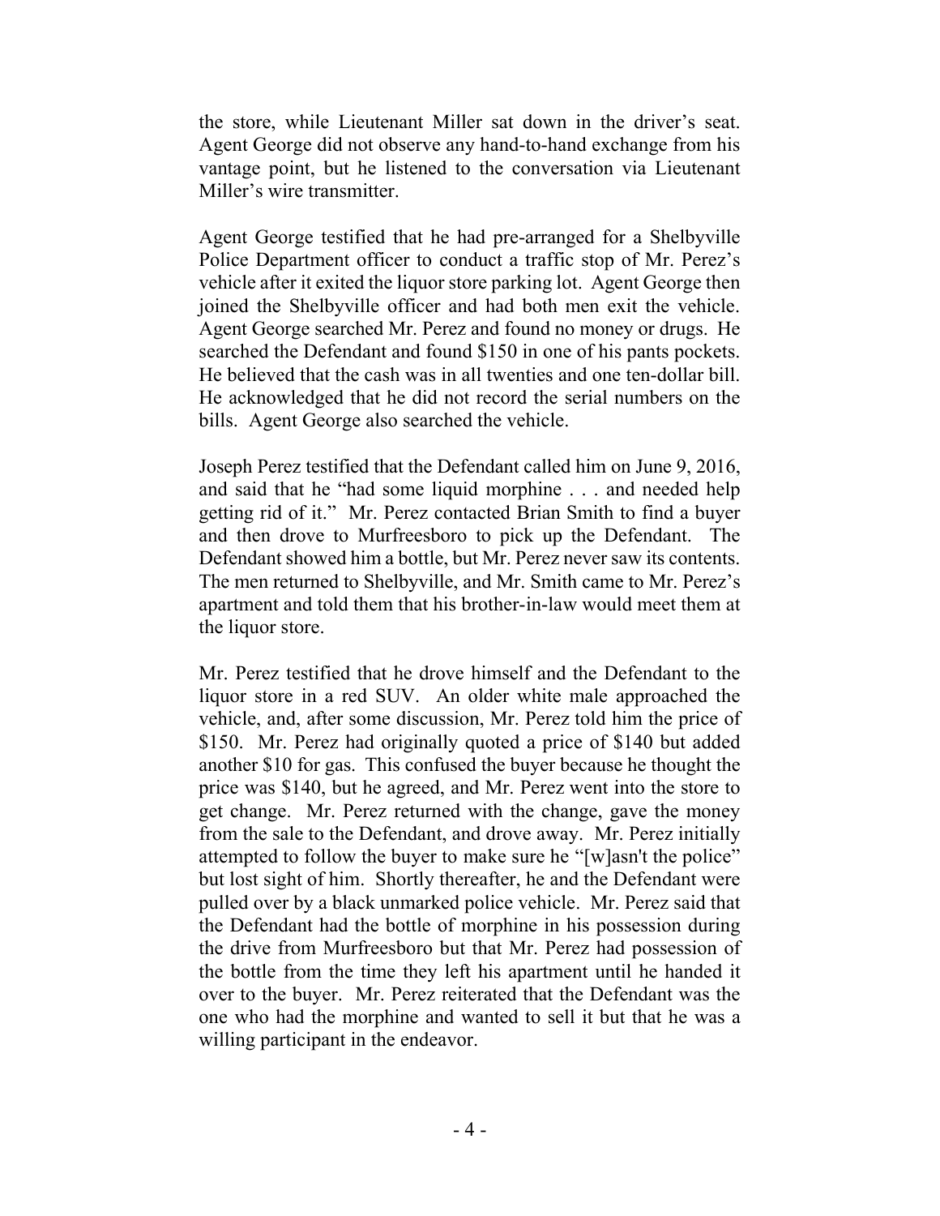the store, while Lieutenant Miller sat down in the driver's seat. Agent George did not observe any hand-to-hand exchange from his vantage point, but he listened to the conversation via Lieutenant Miller's wire transmitter.

Agent George testified that he had pre-arranged for a Shelbyville Police Department officer to conduct a traffic stop of Mr. Perez's vehicle after it exited the liquor store parking lot. Agent George then joined the Shelbyville officer and had both men exit the vehicle. Agent George searched Mr. Perez and found no money or drugs. He searched the Defendant and found $150 in one of his pants pockets. He believed that the cash was in all twenties and one ten-dollar bill. He acknowledged that he did not record the serial numbers on the bills. Agent George also searched the vehicle.

Joseph Perez testified that the Defendant called him on June 9, 2016, and said that he "had some liquid morphine . . . and needed help getting rid of it." Mr. Perez contacted Brian Smith to find a buyer and then drove to Murfreesboro to pick up the Defendant. The Defendant showed him a bottle, but Mr. Perez never saw its contents. The men returned to Shelbyville, and Mr. Smith came to Mr. Perez's apartment and told them that his brother-in-law would meet them at the liquor store.

Mr. Perez testified that he drove himself and the Defendant to the liquor store in a red SUV. An older white male approached the vehicle, and, after some discussion, Mr. Perez told him the price of $150. Mr. Perez had originally quoted a price of $140 but added another $10 for gas. This confused the buyer because he thought the price was $140, but he agreed, and Mr. Perez went into the store to get change. Mr. Perez returned with the change, gave the money from the sale to the Defendant, and drove away. Mr. Perez initially attempted to follow the buyer to make sure he "[w]asn't the police" but lost sight of him. Shortly thereafter, he and the Defendant were pulled over by a black unmarked police vehicle. Mr. Perez said that the Defendant had the bottle of morphine in his possession during the drive from Murfreesboro but that Mr. Perez had possession of the bottle from the time they left his apartment until he handed it over to the buyer. Mr. Perez reiterated that the Defendant was the one who had the morphine and wanted to sell it but that he was a willing participant in the endeavor.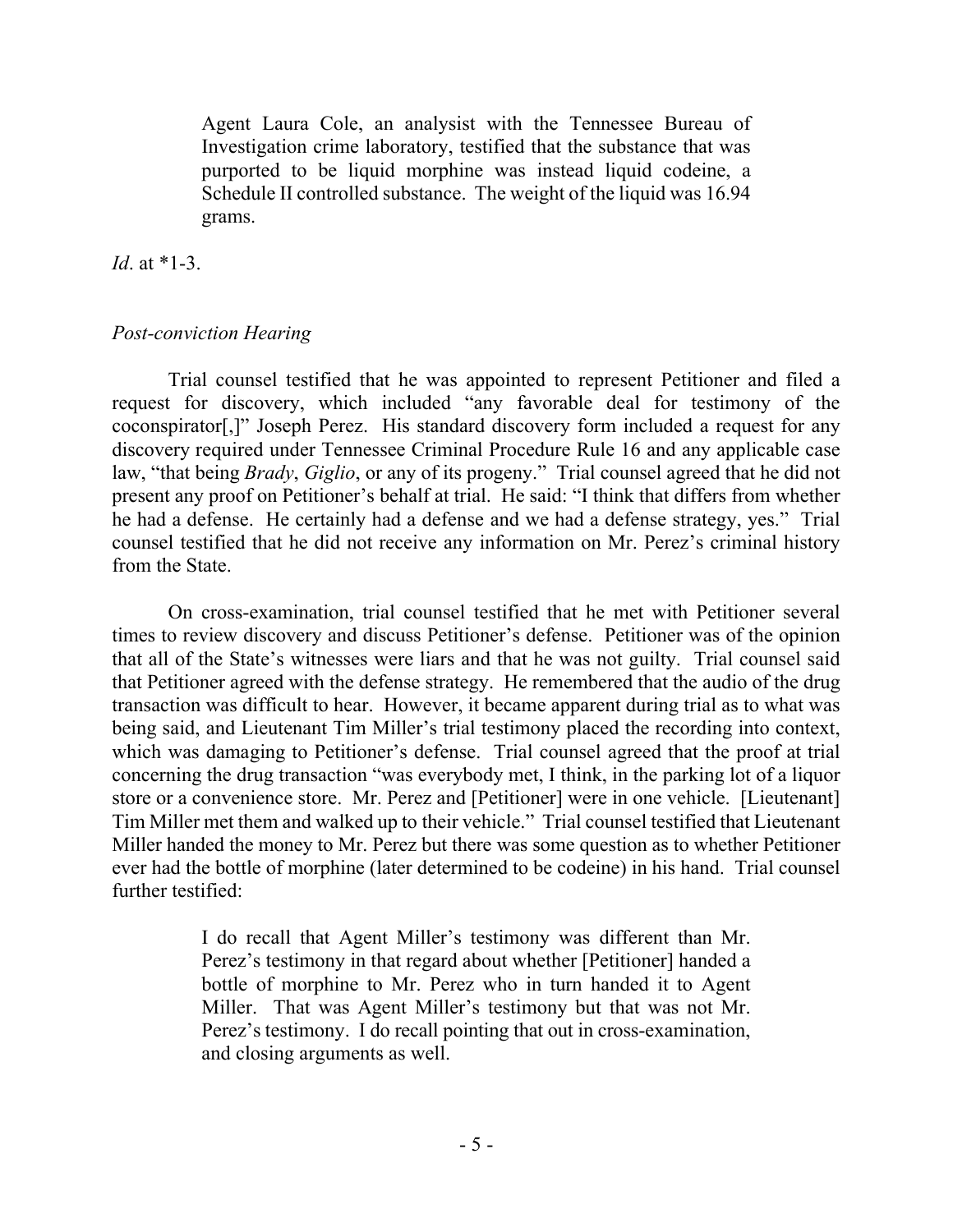> Agent Laura Cole, an analyst with the Tennessee Bureau of Investigation crime laboratory, testified that the substance that was purported to be liquid morphine was instead liquid codeine, a Schedule II controlled substance. The weight of the liquid was 16.94 grams.

*Id*. at *1-3.

*Post-conviction Hearing*

Trial counsel testified that he was appointed to represent Petitioner and filed a request for discovery, which included "any favorable deal for testimony of the coconspirator[,]" Joseph Perez. His standard discovery form included a request for any discovery required under Tennessee Criminal Procedure Rule 16 and any applicable case law, "that being *Brady*, *Giglio*, or any of its progeny." Trial counsel agreed that he did not present any proof on Petitioner's behalf at trial. He said: "I think that differs from whether he had a defense. He certainly had a defense and we had a defense strategy, yes." Trial counsel testified that he did not receive any information on Mr. Perez's criminal history from the State.

On cross-examination, trial counsel testified that he met with Petitioner several times to review discovery and discuss Petitioner's defense. Petitioner was of the opinion that all of the State's witnesses were liars and that he was not guilty. Trial counsel said that Petitioner agreed with the defense strategy. He remembered that the audio of the drug transaction was difficult to hear. However, it became apparent during trial as to what was being said, and Lieutenant Tim Miller's trial testimony placed the recording into context, which was damaging to Petitioner's defense. Trial counsel agreed that the proof at trial concerning the drug transaction "was everybody met, I think, in the parking lot of a liquor store or a convenience store. Mr. Perez and [Petitioner] were in one vehicle. [Lieutenant] Tim Miller met them and walked up to their vehicle." Trial counsel testified that Lieutenant Miller handed the money to Mr. Perez but there was some question as to whether Petitioner ever had the bottle of morphine (later determined to be codeine) in his hand. Trial counsel further testified:

> I do recall that Agent Miller's testimony was different than Mr. Perez's testimony in that regard about whether [Petitioner] handed a bottle of morphine to Mr. Perez who in turn handed it to Agent Miller. That was Agent Miller's testimony but that was not Mr. Perez's testimony. I do recall pointing that out in cross-examination, and closing arguments as well.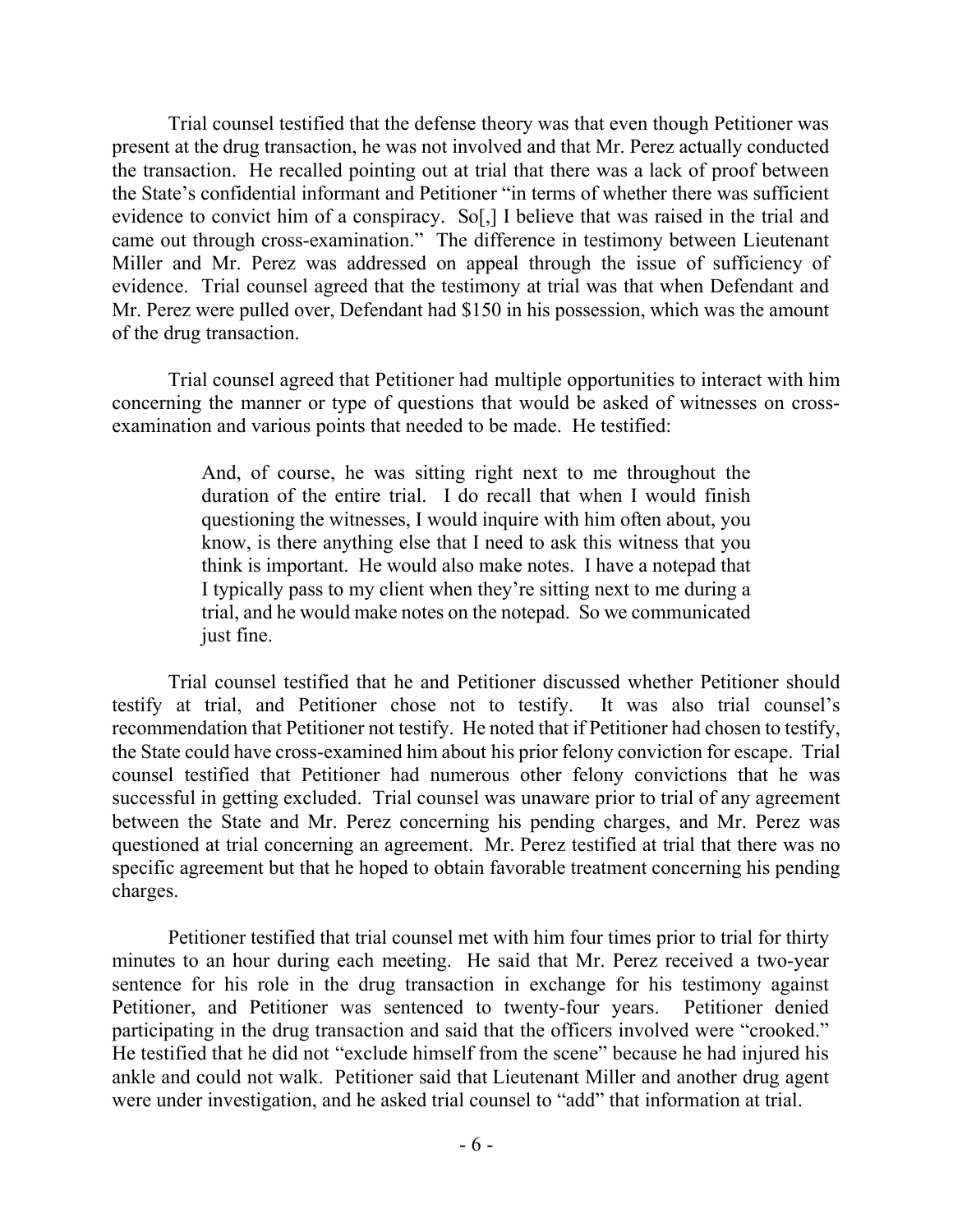Trial counsel testified that the defense theory was that even though Petitioner was present at the drug transaction, he was not involved and that Mr. Perez actually conducted the transaction. He recalled pointing out at trial that there was a lack of proof between the State's confidential informant and Petitioner "in terms of whether there was sufficient evidence to convict him of a conspiracy. So[,] I believe that was raised in the trial and came out through cross-examination." The difference in testimony between Lieutenant Miller and Mr. Perez was addressed on appeal through the issue of sufficiency of evidence. Trial counsel agreed that the testimony at trial was that when Defendant and Mr. Perez were pulled over, Defendant had $150 in his possession, which was the amount of the drug transaction.

Trial counsel agreed that Petitioner had multiple opportunities to interact with him concerning the manner or type of questions that would be asked of witnesses on cross-examination and various points that needed to be made. He testified:

> And, of course, he was sitting right next to me throughout the duration of the entire trial. I do recall that when I would finish questioning the witnesses, I would inquire with him often about, you know, is there anything else that I need to ask this witness that you think is important. He would also make notes. I have a notepad that I typically pass to my client when they're sitting next to me during a trial, and he would make notes on the notepad. So we communicated just fine.

Trial counsel testified that he and Petitioner discussed whether Petitioner should testify at trial, and Petitioner chose not to testify. It was also trial counsel's recommendation that Petitioner not testify. He noted that if Petitioner had chosen to testify, the State could have cross-examined him about his prior felony conviction for escape. Trial counsel testified that Petitioner had numerous other felony convictions that he was successful in getting excluded. Trial counsel was unaware prior to trial of any agreement between the State and Mr. Perez concerning his pending charges, and Mr. Perez was questioned at trial concerning an agreement. Mr. Perez testified at trial that there was no specific agreement but that he hoped to obtain favorable treatment concerning his pending charges.

Petitioner testified that trial counsel met with him four times prior to trial for thirty minutes to an hour during each meeting. He said that Mr. Perez received a two-year sentence for his role in the drug transaction in exchange for his testimony against Petitioner, and Petitioner was sentenced to twenty-four years. Petitioner denied participating in the drug transaction and said that the officers involved were "crooked." He testified that he did not "exclude himself from the scene" because he had injured his ankle and could not walk. Petitioner said that Lieutenant Miller and another drug agent were under investigation, and he asked trial counsel to "add" that information at trial.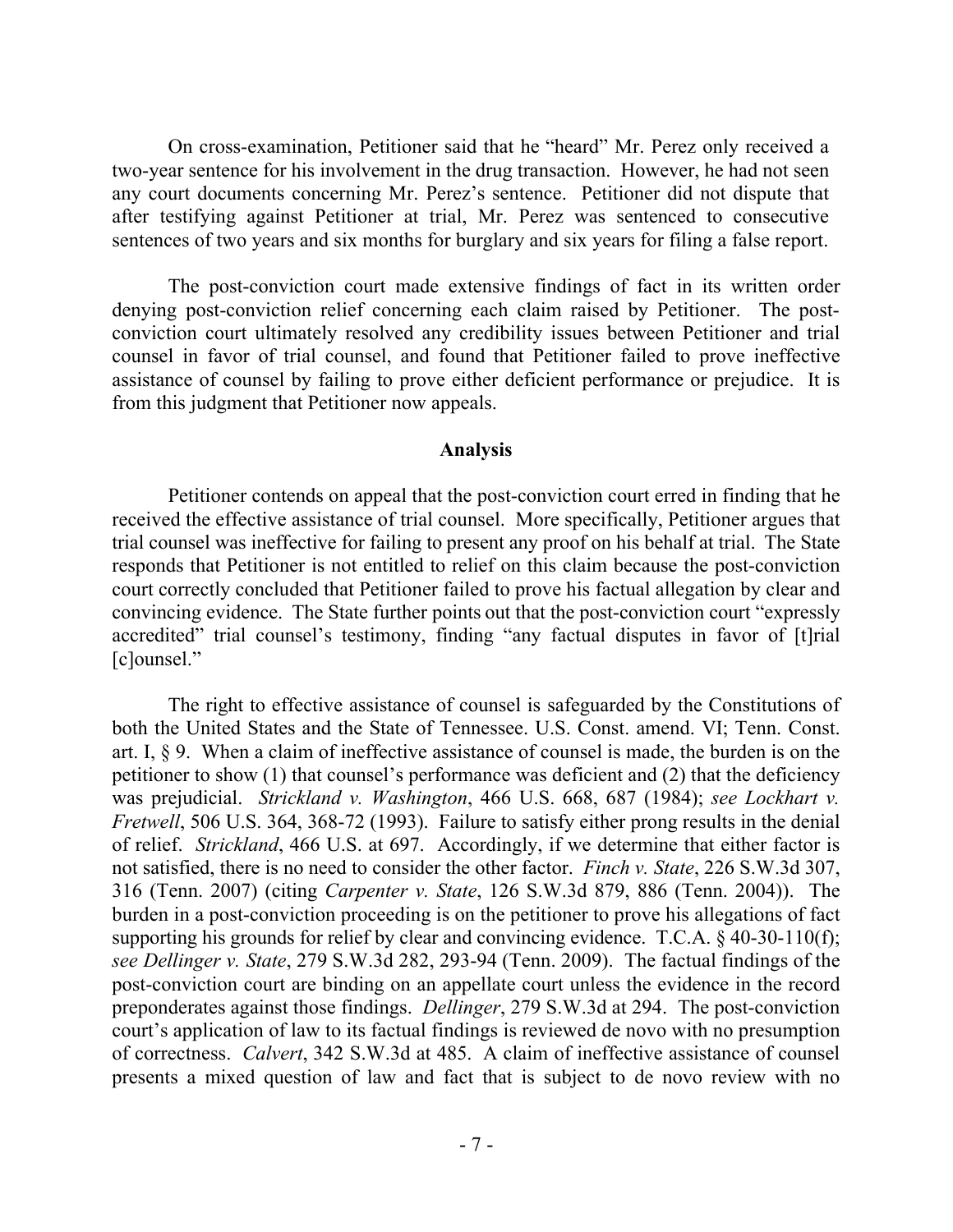On cross-examination, Petitioner said that he "heard" Mr. Perez only received a two-year sentence for his involvement in the drug transaction. However, he had not seen any court documents concerning Mr. Perez's sentence. Petitioner did not dispute that after testifying against Petitioner at trial, Mr. Perez was sentenced to consecutive sentences of two years and six months for burglary and six years for filing a false report.

The post-conviction court made extensive findings of fact in its written order denying post-conviction relief concerning each claim raised by Petitioner. The post-conviction court ultimately resolved any credibility issues between Petitioner and trial counsel in favor of trial counsel, and found that Petitioner failed to prove ineffective assistance of counsel by failing to prove either deficient performance or prejudice. It is from this judgment that Petitioner now appeals.

## Analysis

Petitioner contends on appeal that the post-conviction court erred in finding that he received the effective assistance of trial counsel. More specifically, Petitioner argues that trial counsel was ineffective for failing to present any proof on his behalf at trial. The State responds that Petitioner is not entitled to relief on this claim because the post-conviction court correctly concluded that Petitioner failed to prove his factual allegation by clear and convincing evidence. The State further points out that the post-conviction court "expressly accredited" trial counsel's testimony, finding "any factual disputes in favor of [t]rial [c]ounsel."

The right to effective assistance of counsel is safeguarded by the Constitutions of both the United States and the State of Tennessee. U.S. Const. amend. VI; Tenn. Const. art. I, § 9. When a claim of ineffective assistance of counsel is made, the burden is on the petitioner to show (1) that counsel's performance was deficient and (2) that the deficiency was prejudicial. *Strickland v. Washington*, 466 U.S. 668, 687 (1984); *see Lockhart v. Fretwell*, 506 U.S. 364, 368-72 (1993). Failure to satisfy either prong results in the denial of relief. *Strickland*, 466 U.S. at 697. Accordingly, if we determine that either factor is not satisfied, there is no need to consider the other factor. *Finch v. State*, 226 S.W.3d 307, 316 (Tenn. 2007) (citing *Carpenter v. State*, 126 S.W.3d 879, 886 (Tenn. 2004)). The burden in a post-conviction proceeding is on the petitioner to prove his allegations of fact supporting his grounds for relief by clear and convincing evidence. T.C.A. § 40-30-110(f); *see Dellinger v. State*, 279 S.W.3d 282, 293-94 (Tenn. 2009). The factual findings of the post-conviction court are binding on an appellate court unless the evidence in the record preponderates against those findings. *Dellinger*, 279 S.W.3d at 294. The post-conviction court's application of law to its factual findings is reviewed de novo with no presumption of correctness. *Calvert*, 342 S.W.3d at 485. A claim of ineffective assistance of counsel presents a mixed question of law and fact that is subject to de novo review with no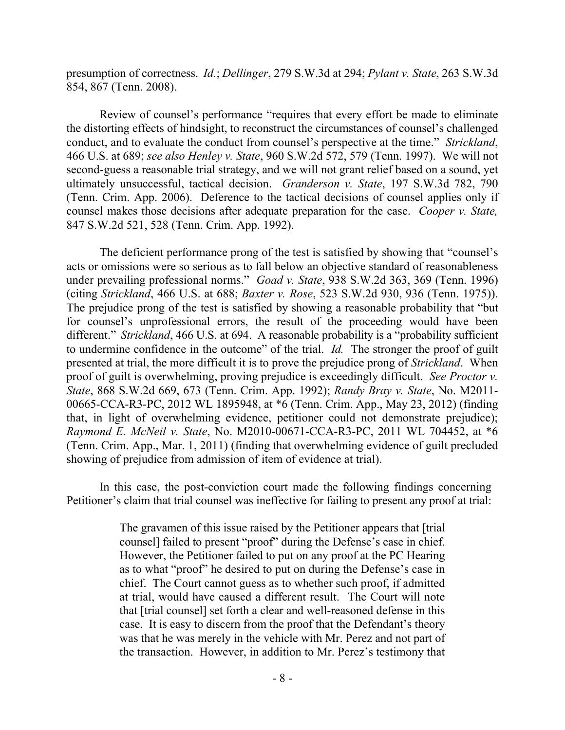presumption of correctness. *Id.*; *Dellinger*, 279 S.W.3d at 294; *Pylant v. State*, 263 S.W.3d 854, 867 (Tenn. 2008).

Review of counsel's performance "requires that every effort be made to eliminate the distorting effects of hindsight, to reconstruct the circumstances of counsel's challenged conduct, and to evaluate the conduct from counsel's perspective at the time." *Strickland*, 466 U.S. at 689; *see also Henley v. State*, 960 S.W.2d 572, 579 (Tenn. 1997). We will not second-guess a reasonable trial strategy, and we will not grant relief based on a sound, yet ultimately unsuccessful, tactical decision. *Granderson v. State*, 197 S.W.3d 782, 790 (Tenn. Crim. App. 2006). Deference to the tactical decisions of counsel applies only if counsel makes those decisions after adequate preparation for the case. *Cooper v. State,* 847 S.W.2d 521, 528 (Tenn. Crim. App. 1992).

The deficient performance prong of the test is satisfied by showing that "counsel's acts or omissions were so serious as to fall below an objective standard of reasonableness under prevailing professional norms." *Goad v. State*, 938 S.W.2d 363, 369 (Tenn. 1996) (citing *Strickland*, 466 U.S. at 688; *Baxter v. Rose*, 523 S.W.2d 930, 936 (Tenn. 1975)). The prejudice prong of the test is satisfied by showing a reasonable probability that "but for counsel's unprofessional errors, the result of the proceeding would have been different." *Strickland*, 466 U.S. at 694. A reasonable probability is a "probability sufficient to undermine confidence in the outcome" of the trial. *Id.* The stronger the proof of guilt presented at trial, the more difficult it is to prove the prejudice prong of *Strickland*. When proof of guilt is overwhelming, proving prejudice is exceedingly difficult. *See Proctor v. State*, 868 S.W.2d 669, 673 (Tenn. Crim. App. 1992); *Randy Bray v. State*, No. M2011-00665-CCA-R3-PC, 2012 WL 1895948, at \*6 (Tenn. Crim. App., May 23, 2012) (finding that, in light of overwhelming evidence, petitioner could not demonstrate prejudice); *Raymond E. McNeil v. State*, No. M2010-00671-CCA-R3-PC, 2011 WL 704452, at \*6 (Tenn. Crim. App., Mar. 1, 2011) (finding that overwhelming evidence of guilt precluded showing of prejudice from admission of item of evidence at trial).

In this case, the post-conviction court made the following findings concerning Petitioner's claim that trial counsel was ineffective for failing to present any proof at trial:

> The gravamen of this issue raised by the Petitioner appears that [trial counsel] failed to present "proof" during the Defense's case in chief. However, the Petitioner failed to put on any proof at the PC Hearing as to what "proof" he desired to put on during the Defense's case in chief. The Court cannot guess as to whether such proof, if admitted at trial, would have caused a different result. The Court will note that [trial counsel] set forth a clear and well-reasoned defense in this case. It is easy to discern from the proof that the Defendant's theory was that he was merely in the vehicle with Mr. Perez and not part of the transaction. However, in addition to Mr. Perez's testimony that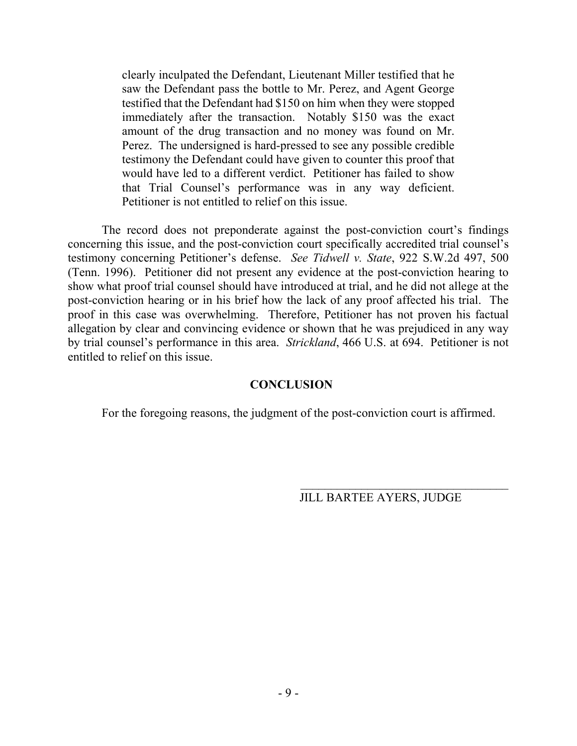> clearly inculpated the Defendant, Lieutenant Miller testified that he saw the Defendant pass the bottle to Mr. Perez, and Agent George testified that the Defendant had $150 on him when they were stopped immediately after the transaction. Notably $150 was the exact amount of the drug transaction and no money was found on Mr. Perez. The undersigned is hard-pressed to see any possible credible testimony the Defendant could have given to counter this proof that would have led to a different verdict. Petitioner has failed to show that Trial Counsel's performance was in any way deficient. Petitioner is not entitled to relief on this issue.

The record does not preponderate against the post-conviction court's findings concerning this issue, and the post-conviction court specifically accredited trial counsel's testimony concerning Petitioner's defense. *See Tidwell v. State*, 922 S.W.2d 497, 500 (Tenn. 1996). Petitioner did not present any evidence at the post-conviction hearing to show what proof trial counsel should have introduced at trial, and he did not allege at the post-conviction hearing or in his brief how the lack of any proof affected his trial. The proof in this case was overwhelming. Therefore, Petitioner has not proven his factual allegation by clear and convincing evidence or shown that he was prejudiced in any way by trial counsel's performance in this area. *Strickland*, 466 U.S. at 694. Petitioner is not entitled to relief on this issue.

**CONCLUSION**

For the foregoing reasons, the judgment of the post-conviction court is affirmed.

\_\_\_\_\_\_\_\_\_\_\_\_\_\_\_\_\_\_\_\_\_\_\_\_\_\_\_\_\_\_\_\_\_\_\_\_

JILL BARTEE AYERS, JUDGE